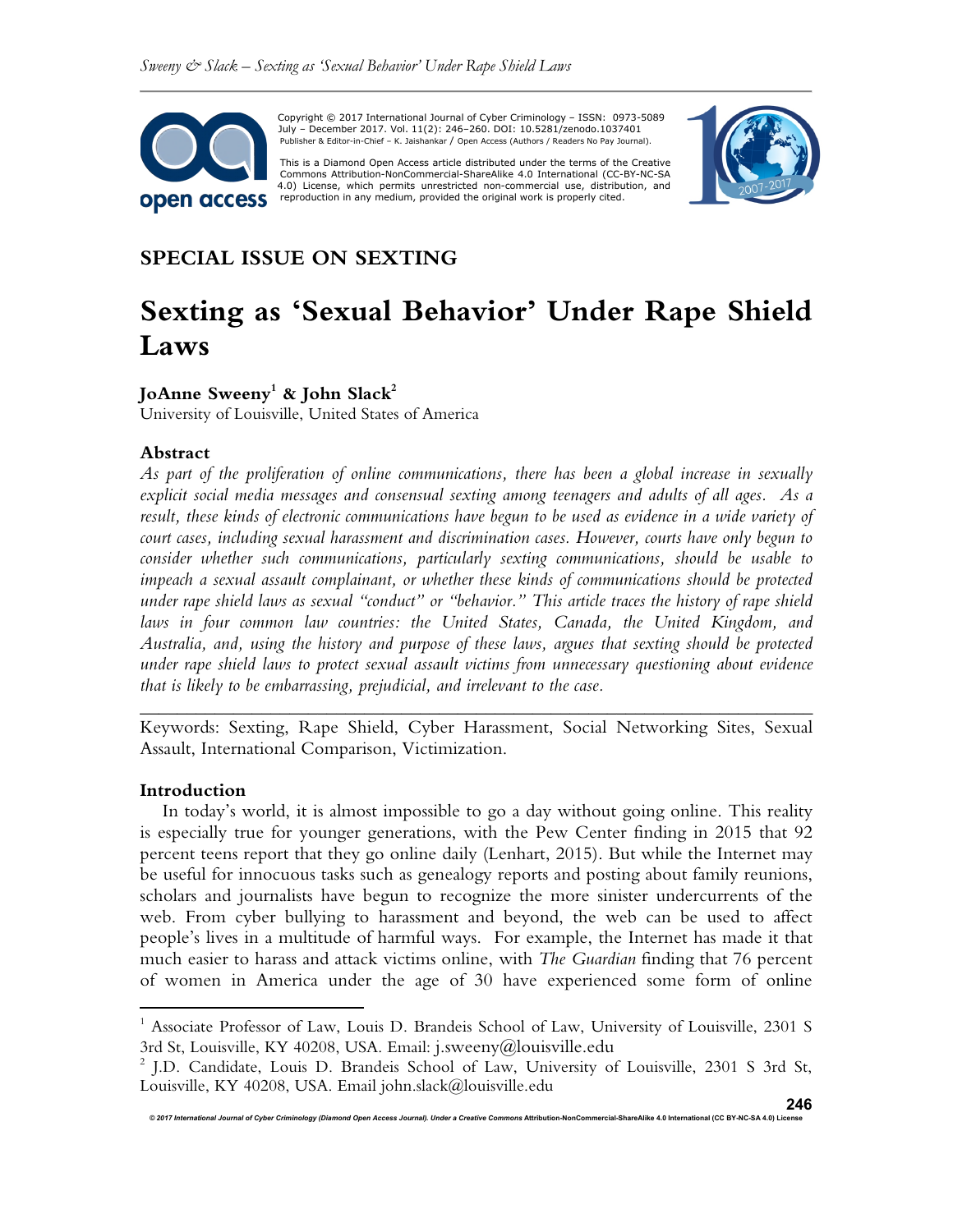Copyright © 2017 International Journal of Cyber Criminology – ISSN: 0973-5089 July – December 2017. Vol. 11(2): 246–260. DOI: 10.5281/zenodo.1037401
Publisher & Editor-in-Chief – K. Jaishankar / Open Access (Authors / Readers No Pay Journal).

This is a Diamond Open Access article distributed under the terms of the Creative Commons Attribution-NonCommercial-ShareAlike 4.0 International (CC-BY-NC-SA 4.0) License, which permits unrestricted non-commercial use, distribution, and reproduction in any medium, provided the original work is properly cited.

## SPECIAL ISSUE ON SEXTING

# Sexting as 'Sexual Behavior' Under Rape Shield Laws

**JoAnne Sweeny[1] & John Slack[2]**
University of Louisville, United States of America

### Abstract

*As part of the proliferation of online communications, there has been a global increase in sexually explicit social media messages and consensual sexting among teenagers and adults of all ages. As a result, these kinds of electronic communications have begun to be used as evidence in a wide variety of court cases, including sexual harassment and discrimination cases. However, courts have only begun to consider whether such communications, particularly sexting communications, should be usable to impeach a sexual assault complainant, or whether these kinds of communications should be protected under rape shield laws as sexual "conduct" or "behavior." This article traces the history of rape shield laws in four common law countries: the United States, Canada, the United Kingdom, and Australia, and, using the history and purpose of these laws, argues that sexting should be protected under rape shield laws to protect sexual assault victims from unnecessary questioning about evidence that is likely to be embarrassing, prejudicial, and irrelevant to the case.*

---

Keywords: Sexting, Rape Shield, Cyber Harassment, Social Networking Sites, Sexual Assault, International Comparison, Victimization.

### Introduction

In today's world, it is almost impossible to go a day without going online. This reality is especially true for younger generations, with the Pew Center finding in 2015 that 92 percent teens report that they go online daily (Lenhart, 2015). But while the Internet may be useful for innocuous tasks such as genealogy reports and posting about family reunions, scholars and journalists have begun to recognize the more sinister undercurrents of the web. From cyber bullying to harassment and beyond, the web can be used to affect people's lives in a multitude of harmful ways. For example, the Internet has made it that much easier to harass and attack victims online, with *The Guardian* finding that 76 percent of women in America under the age of 30 have experienced some form of online

---

[1] Associate Professor of Law, Louis D. Brandeis School of Law, University of Louisville, 2301 S 3rd St, Louisville, KY 40208, USA. Email: j.sweeny@louisville.edu

[2] J.D. Candidate, Louis D. Brandeis School of Law, University of Louisville, 2301 S 3rd St, Louisville, KY 40208, USA. Email john.slack@louisville.edu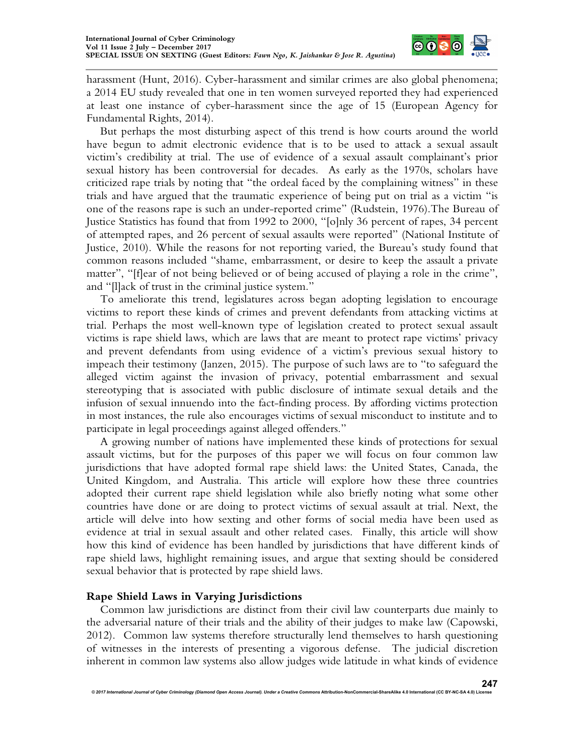harassment (Hunt, 2016). Cyber-harassment and similar crimes are also global phenomena; a 2014 EU study revealed that one in ten women surveyed reported they had experienced at least one instance of cyber-harassment since the age of 15 (European Agency for Fundamental Rights, 2014).

But perhaps the most disturbing aspect of this trend is how courts around the world have begun to admit electronic evidence that is to be used to attack a sexual assault victim's credibility at trial. The use of evidence of a sexual assault complainant's prior sexual history has been controversial for decades. As early as the 1970s, scholars have criticized rape trials by noting that "the ordeal faced by the complaining witness" in these trials and have argued that the traumatic experience of being put on trial as a victim "is one of the reasons rape is such an under-reported crime" (Rudstein, 1976).The Bureau of Justice Statistics has found that from 1992 to 2000, "[o]nly 36 percent of rapes, 34 percent of attempted rapes, and 26 percent of sexual assaults were reported" (National Institute of Justice, 2010). While the reasons for not reporting varied, the Bureau's study found that common reasons included "shame, embarrassment, or desire to keep the assault a private matter", "[f]ear of not being believed or of being accused of playing a role in the crime", and "[l]ack of trust in the criminal justice system."

To ameliorate this trend, legislatures across began adopting legislation to encourage victims to report these kinds of crimes and prevent defendants from attacking victims at trial. Perhaps the most well-known type of legislation created to protect sexual assault victims is rape shield laws, which are laws that are meant to protect rape victims' privacy and prevent defendants from using evidence of a victim's previous sexual history to impeach their testimony (Janzen, 2015). The purpose of such laws are to "to safeguard the alleged victim against the invasion of privacy, potential embarrassment and sexual stereotyping that is associated with public disclosure of intimate sexual details and the infusion of sexual innuendo into the fact-finding process. By affording victims protection in most instances, the rule also encourages victims of sexual misconduct to institute and to participate in legal proceedings against alleged offenders."

A growing number of nations have implemented these kinds of protections for sexual assault victims, but for the purposes of this paper we will focus on four common law jurisdictions that have adopted formal rape shield laws: the United States, Canada, the United Kingdom, and Australia. This article will explore how these three countries adopted their current rape shield legislation while also briefly noting what some other countries have done or are doing to protect victims of sexual assault at trial. Next, the article will delve into how sexting and other forms of social media have been used as evidence at trial in sexual assault and other related cases. Finally, this article will show how this kind of evidence has been handled by jurisdictions that have different kinds of rape shield laws, highlight remaining issues, and argue that sexting should be considered sexual behavior that is protected by rape shield laws.

## Rape Shield Laws in Varying Jurisdictions

Common law jurisdictions are distinct from their civil law counterparts due mainly to the adversarial nature of their trials and the ability of their judges to make law (Capowski, 2012). Common law systems therefore structurally lend themselves to harsh questioning of witnesses in the interests of presenting a vigorous defense. The judicial discretion inherent in common law systems also allow judges wide latitude in what kinds of evidence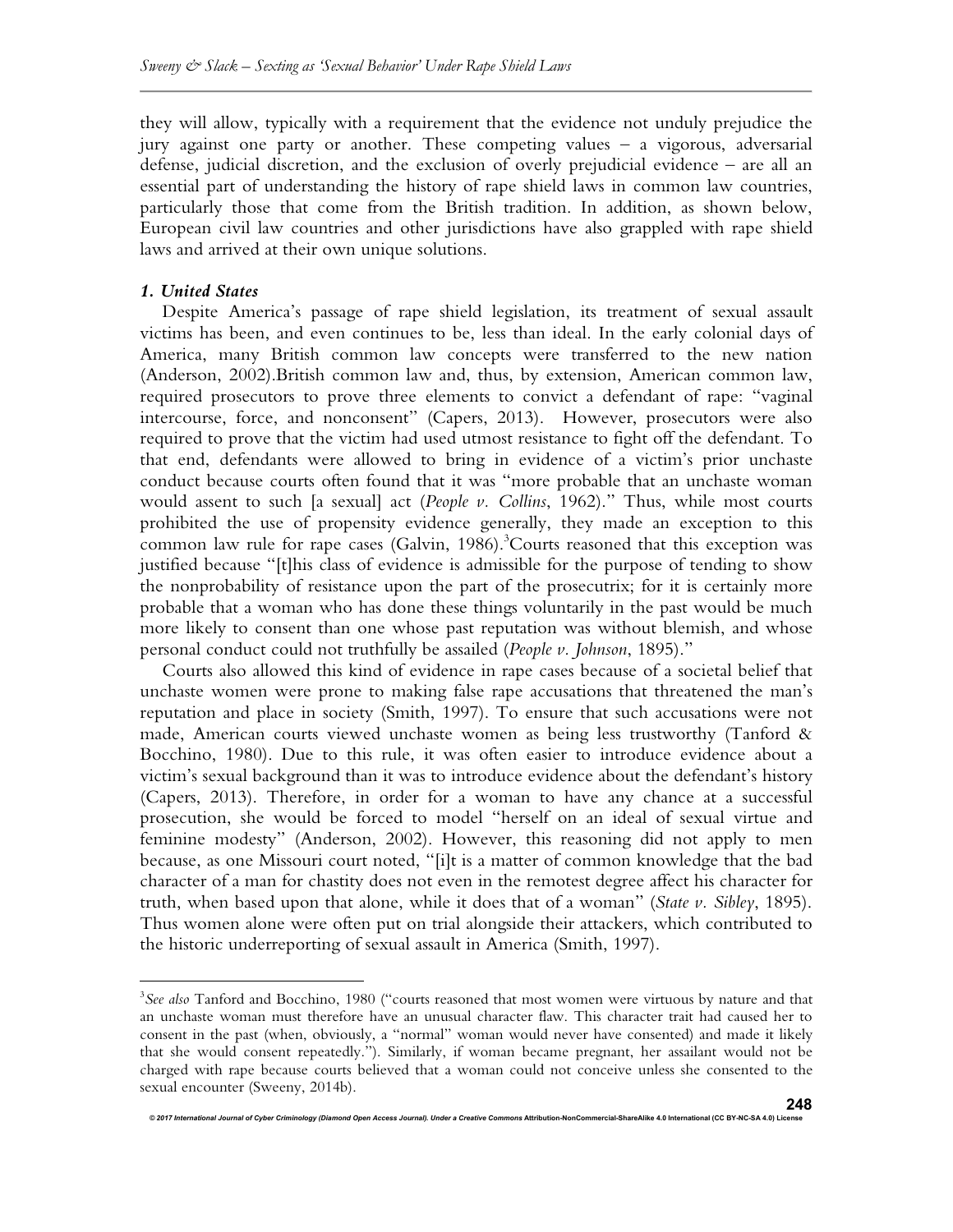they will allow, typically with a requirement that the evidence not unduly prejudice the jury against one party or another. These competing values – a vigorous, adversarial defense, judicial discretion, and the exclusion of overly prejudicial evidence – are all an essential part of understanding the history of rape shield laws in common law countries, particularly those that come from the British tradition. In addition, as shown below, European civil law countries and other jurisdictions have also grappled with rape shield laws and arrived at their own unique solutions.

### *1. United States*

Despite America's passage of rape shield legislation, its treatment of sexual assault victims has been, and even continues to be, less than ideal. In the early colonial days of America, many British common law concepts were transferred to the new nation (Anderson, 2002).British common law and, thus, by extension, American common law, required prosecutors to prove three elements to convict a defendant of rape: "vaginal intercourse, force, and nonconsent" (Capers, 2013). However, prosecutors were also required to prove that the victim had used utmost resistance to fight off the defendant. To that end, defendants were allowed to bring in evidence of a victim's prior unchaste conduct because courts often found that it was "more probable that an unchaste woman would assent to such [a sexual] act (*People v. Collins*, 1962)." Thus, while most courts prohibited the use of propensity evidence generally, they made an exception to this common law rule for rape cases (Galvin, 1986).[3]Courts reasoned that this exception was justified because "[t]his class of evidence is admissible for the purpose of tending to show the nonprobability of resistance upon the part of the prosecutrix; for it is certainly more probable that a woman who has done these things voluntarily in the past would be much more likely to consent than one whose past reputation was without blemish, and whose personal conduct could not truthfully be assailed (*People v. Johnson*, 1895)."

Courts also allowed this kind of evidence in rape cases because of a societal belief that unchaste women were prone to making false rape accusations that threatened the man's reputation and place in society (Smith, 1997). To ensure that such accusations were not made, American courts viewed unchaste women as being less trustworthy (Tanford & Bocchino, 1980). Due to this rule, it was often easier to introduce evidence about a victim's sexual background than it was to introduce evidence about the defendant's history (Capers, 2013). Therefore, in order for a woman to have any chance at a successful prosecution, she would be forced to model "herself on an ideal of sexual virtue and feminine modesty" (Anderson, 2002). However, this reasoning did not apply to men because, as one Missouri court noted, "[i]t is a matter of common knowledge that the bad character of a man for chastity does not even in the remotest degree affect his character for truth, when based upon that alone, while it does that of a woman" (*State v. Sibley*, 1895). Thus women alone were often put on trial alongside their attackers, which contributed to the historic underreporting of sexual assault in America (Smith, 1997).

---

[3] *See also* Tanford and Bocchino, 1980 ("courts reasoned that most women were virtuous by nature and that an unchaste woman must therefore have an unusual character flaw. This character trait had caused her to consent in the past (when, obviously, a "normal" woman would never have consented) and made it likely that she would consent repeatedly."). Similarly, if woman became pregnant, her assailant would not be charged with rape because courts believed that a woman could not conceive unless she consented to the sexual encounter (Sweeny, 2014b).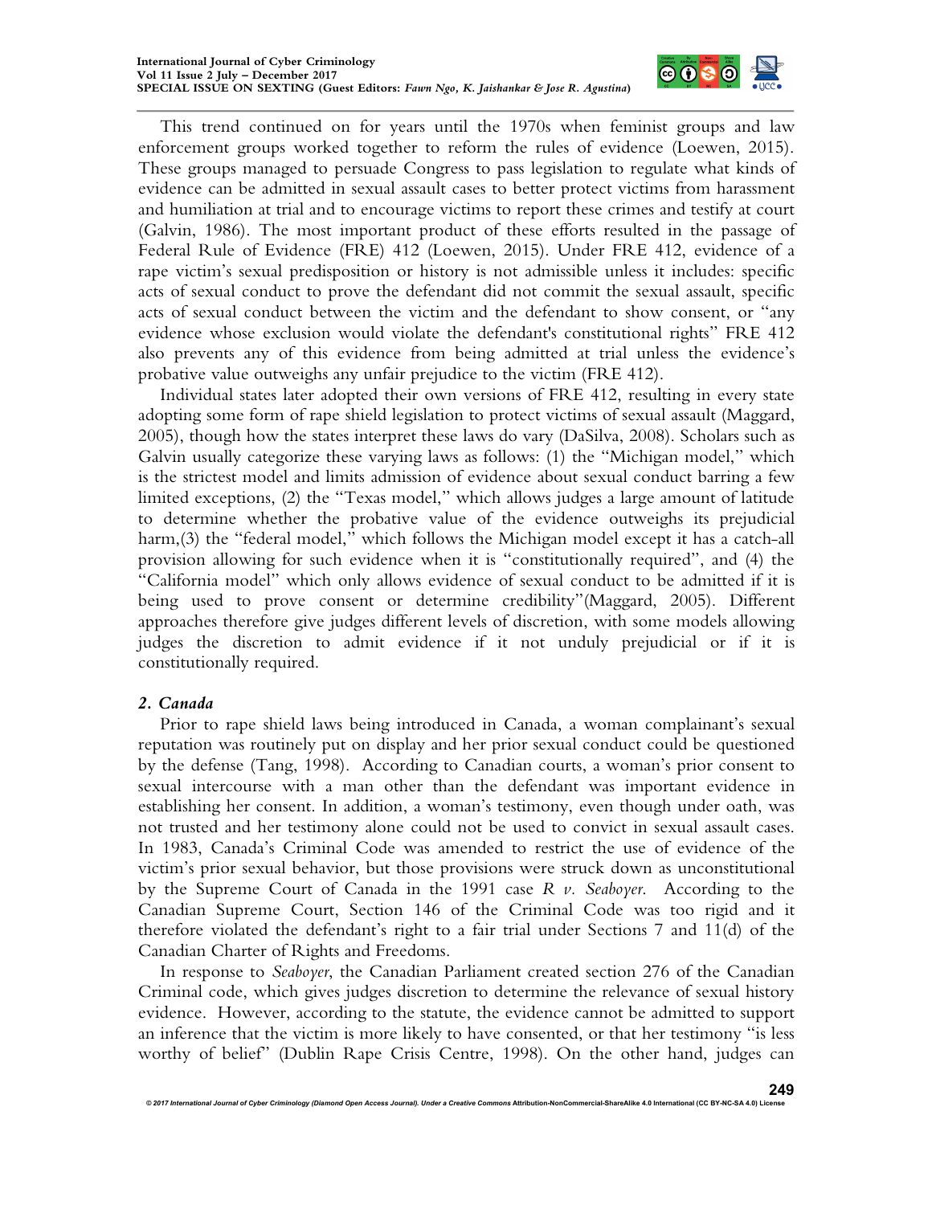This trend continued on for years until the 1970s when feminist groups and law enforcement groups worked together to reform the rules of evidence (Loewen, 2015). These groups managed to persuade Congress to pass legislation to regulate what kinds of evidence can be admitted in sexual assault cases to better protect victims from harassment and humiliation at trial and to encourage victims to report these crimes and testify at court (Galvin, 1986). The most important product of these efforts resulted in the passage of Federal Rule of Evidence (FRE) 412 (Loewen, 2015). Under FRE 412, evidence of a rape victim's sexual predisposition or history is not admissible unless it includes: specific acts of sexual conduct to prove the defendant did not commit the sexual assault, specific acts of sexual conduct between the victim and the defendant to show consent, or "any evidence whose exclusion would violate the defendant's constitutional rights" FRE 412 also prevents any of this evidence from being admitted at trial unless the evidence's probative value outweighs any unfair prejudice to the victim (FRE 412).

Individual states later adopted their own versions of FRE 412, resulting in every state adopting some form of rape shield legislation to protect victims of sexual assault (Maggard, 2005), though how the states interpret these laws do vary (DaSilva, 2008). Scholars such as Galvin usually categorize these varying laws as follows: (1) the "Michigan model," which is the strictest model and limits admission of evidence about sexual conduct barring a few limited exceptions, (2) the "Texas model," which allows judges a large amount of latitude to determine whether the probative value of the evidence outweighs its prejudicial harm,(3) the "federal model," which follows the Michigan model except it has a catch-all provision allowing for such evidence when it is "constitutionally required", and (4) the "California model" which only allows evidence of sexual conduct to be admitted if it is being used to prove consent or determine credibility"(Maggard, 2005). Different approaches therefore give judges different levels of discretion, with some models allowing judges the discretion to admit evidence if it not unduly prejudicial or if it is constitutionally required.

### *2. Canada*

Prior to rape shield laws being introduced in Canada, a woman complainant's sexual reputation was routinely put on display and her prior sexual conduct could be questioned by the defense (Tang, 1998). According to Canadian courts, a woman's prior consent to sexual intercourse with a man other than the defendant was important evidence in establishing her consent. In addition, a woman's testimony, even though under oath, was not trusted and her testimony alone could not be used to convict in sexual assault cases. In 1983, Canada's Criminal Code was amended to restrict the use of evidence of the victim's prior sexual behavior, but those provisions were struck down as unconstitutional by the Supreme Court of Canada in the 1991 case *R v. Seaboyer*. According to the Canadian Supreme Court, Section 146 of the Criminal Code was too rigid and it therefore violated the defendant's right to a fair trial under Sections 7 and 11(d) of the Canadian Charter of Rights and Freedoms.

In response to *Seaboyer*, the Canadian Parliament created section 276 of the Canadian Criminal code, which gives judges discretion to determine the relevance of sexual history evidence. However, according to the statute, the evidence cannot be admitted to support an inference that the victim is more likely to have consented, or that her testimony "is less worthy of belief" (Dublin Rape Crisis Centre, 1998). On the other hand, judges can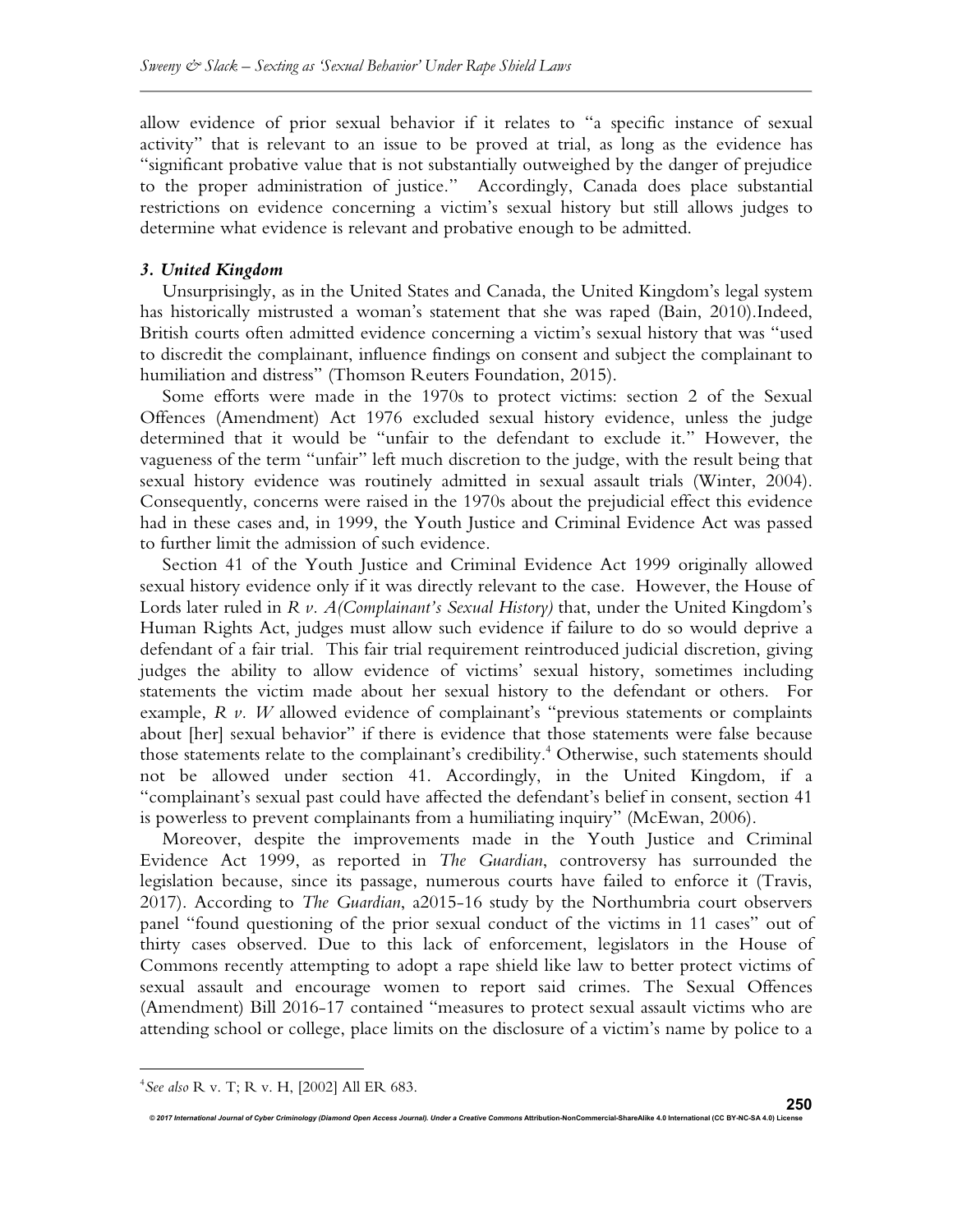allow evidence of prior sexual behavior if it relates to "a specific instance of sexual activity" that is relevant to an issue to be proved at trial, as long as the evidence has "significant probative value that is not substantially outweighed by the danger of prejudice to the proper administration of justice." Accordingly, Canada does place substantial restrictions on evidence concerning a victim's sexual history but still allows judges to determine what evidence is relevant and probative enough to be admitted.

### *3. United Kingdom*

Unsurprisingly, as in the United States and Canada, the United Kingdom's legal system has historically mistrusted a woman's statement that she was raped (Bain, 2010).Indeed, British courts often admitted evidence concerning a victim's sexual history that was "used to discredit the complainant, influence findings on consent and subject the complainant to humiliation and distress" (Thomson Reuters Foundation, 2015).

Some efforts were made in the 1970s to protect victims: section 2 of the Sexual Offences (Amendment) Act 1976 excluded sexual history evidence, unless the judge determined that it would be "unfair to the defendant to exclude it." However, the vagueness of the term "unfair" left much discretion to the judge, with the result being that sexual history evidence was routinely admitted in sexual assault trials (Winter, 2004). Consequently, concerns were raised in the 1970s about the prejudicial effect this evidence had in these cases and, in 1999, the Youth Justice and Criminal Evidence Act was passed to further limit the admission of such evidence.

Section 41 of the Youth Justice and Criminal Evidence Act 1999 originally allowed sexual history evidence only if it was directly relevant to the case. However, the House of Lords later ruled in *R v. A(Complainant's Sexual History)* that, under the United Kingdom's Human Rights Act, judges must allow such evidence if failure to do so would deprive a defendant of a fair trial. This fair trial requirement reintroduced judicial discretion, giving judges the ability to allow evidence of victims' sexual history, sometimes including statements the victim made about her sexual history to the defendant or others. For example, *R v. W* allowed evidence of complainant's "previous statements or complaints about [her] sexual behavior" if there is evidence that those statements were false because those statements relate to the complainant's credibility.[4] Otherwise, such statements should not be allowed under section 41. Accordingly, in the United Kingdom, if a "complainant's sexual past could have affected the defendant's belief in consent, section 41 is powerless to prevent complainants from a humiliating inquiry" (McEwan, 2006).

Moreover, despite the improvements made in the Youth Justice and Criminal Evidence Act 1999, as reported in *The Guardian*, controversy has surrounded the legislation because, since its passage, numerous courts have failed to enforce it (Travis, 2017). According to *The Guardian*, a2015-16 study by the Northumbria court observers panel "found questioning of the prior sexual conduct of the victims in 11 cases" out of thirty cases observed. Due to this lack of enforcement, legislators in the House of Commons recently attempting to adopt a rape shield like law to better protect victims of sexual assault and encourage women to report said crimes. The Sexual Offences (Amendment) Bill 2016-17 contained "measures to protect sexual assault victims who are attending school or college, place limits on the disclosure of a victim's name by police to a

---

[4] *See also* R v. T; R v. H, [2002] All ER 683.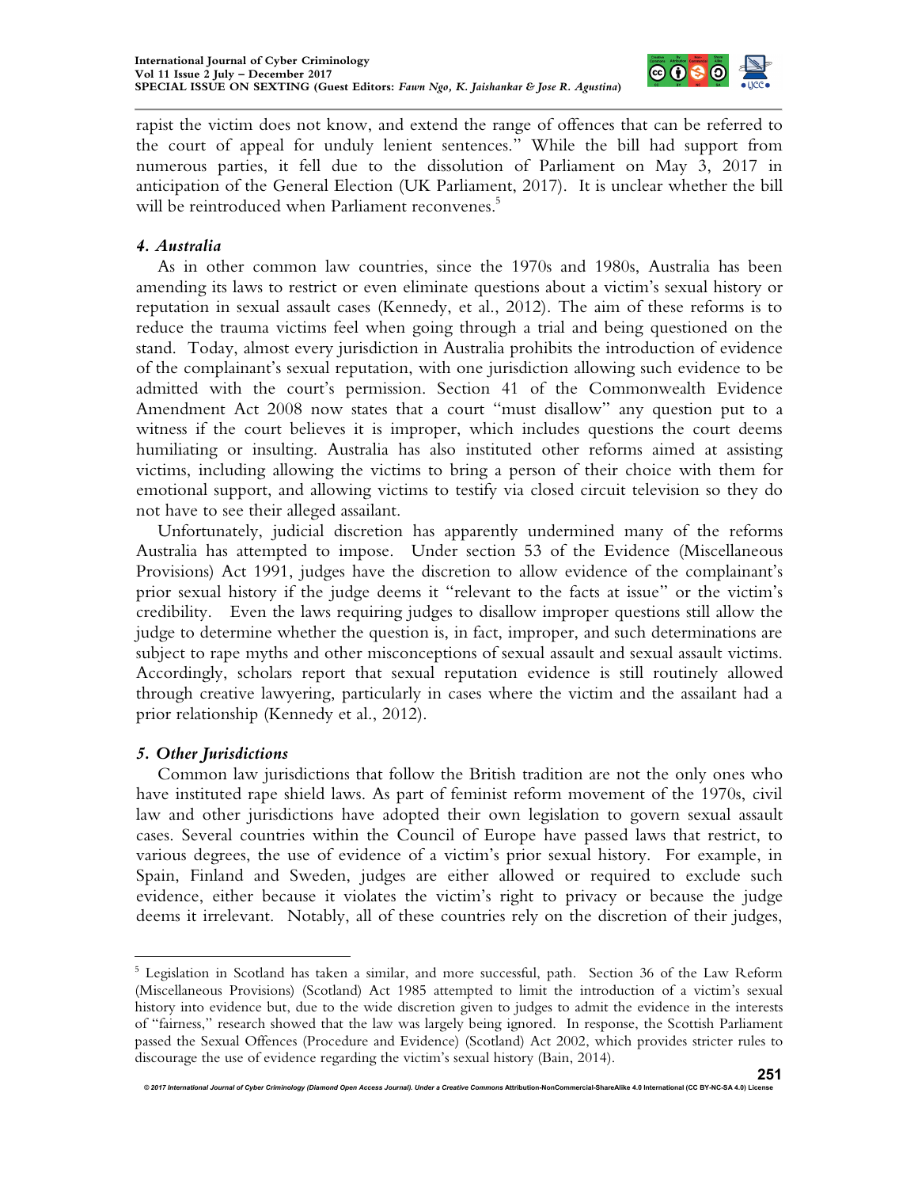rapist the victim does not know, and extend the range of offences that can be referred to the court of appeal for unduly lenient sentences." While the bill had support from numerous parties, it fell due to the dissolution of Parliament on May 3, 2017 in anticipation of the General Election (UK Parliament, 2017). It is unclear whether the bill will be reintroduced when Parliament reconvenes.[5]

### *4. Australia*

As in other common law countries, since the 1970s and 1980s, Australia has been amending its laws to restrict or even eliminate questions about a victim's sexual history or reputation in sexual assault cases (Kennedy, et al., 2012). The aim of these reforms is to reduce the trauma victims feel when going through a trial and being questioned on the stand. Today, almost every jurisdiction in Australia prohibits the introduction of evidence of the complainant's sexual reputation, with one jurisdiction allowing such evidence to be admitted with the court's permission. Section 41 of the Commonwealth Evidence Amendment Act 2008 now states that a court "must disallow" any question put to a witness if the court believes it is improper, which includes questions the court deems humiliating or insulting. Australia has also instituted other reforms aimed at assisting victims, including allowing the victims to bring a person of their choice with them for emotional support, and allowing victims to testify via closed circuit television so they do not have to see their alleged assailant.

Unfortunately, judicial discretion has apparently undermined many of the reforms Australia has attempted to impose. Under section 53 of the Evidence (Miscellaneous Provisions) Act 1991, judges have the discretion to allow evidence of the complainant's prior sexual history if the judge deems it "relevant to the facts at issue" or the victim's credibility. Even the laws requiring judges to disallow improper questions still allow the judge to determine whether the question is, in fact, improper, and such determinations are subject to rape myths and other misconceptions of sexual assault and sexual assault victims. Accordingly, scholars report that sexual reputation evidence is still routinely allowed through creative lawyering, particularly in cases where the victim and the assailant had a prior relationship (Kennedy et al., 2012).

### *5. Other Jurisdictions*

Common law jurisdictions that follow the British tradition are not the only ones who have instituted rape shield laws. As part of feminist reform movement of the 1970s, civil law and other jurisdictions have adopted their own legislation to govern sexual assault cases. Several countries within the Council of Europe have passed laws that restrict, to various degrees, the use of evidence of a victim's prior sexual history. For example, in Spain, Finland and Sweden, judges are either allowed or required to exclude such evidence, either because it violates the victim's right to privacy or because the judge deems it irrelevant. Notably, all of these countries rely on the discretion of their judges,

---

[5] Legislation in Scotland has taken a similar, and more successful, path. Section 36 of the Law Reform (Miscellaneous Provisions) (Scotland) Act 1985 attempted to limit the introduction of a victim's sexual history into evidence but, due to the wide discretion given to judges to admit the evidence in the interests of "fairness," research showed that the law was largely being ignored. In response, the Scottish Parliament passed the Sexual Offences (Procedure and Evidence) (Scotland) Act 2002, which provides stricter rules to discourage the use of evidence regarding the victim's sexual history (Bain, 2014).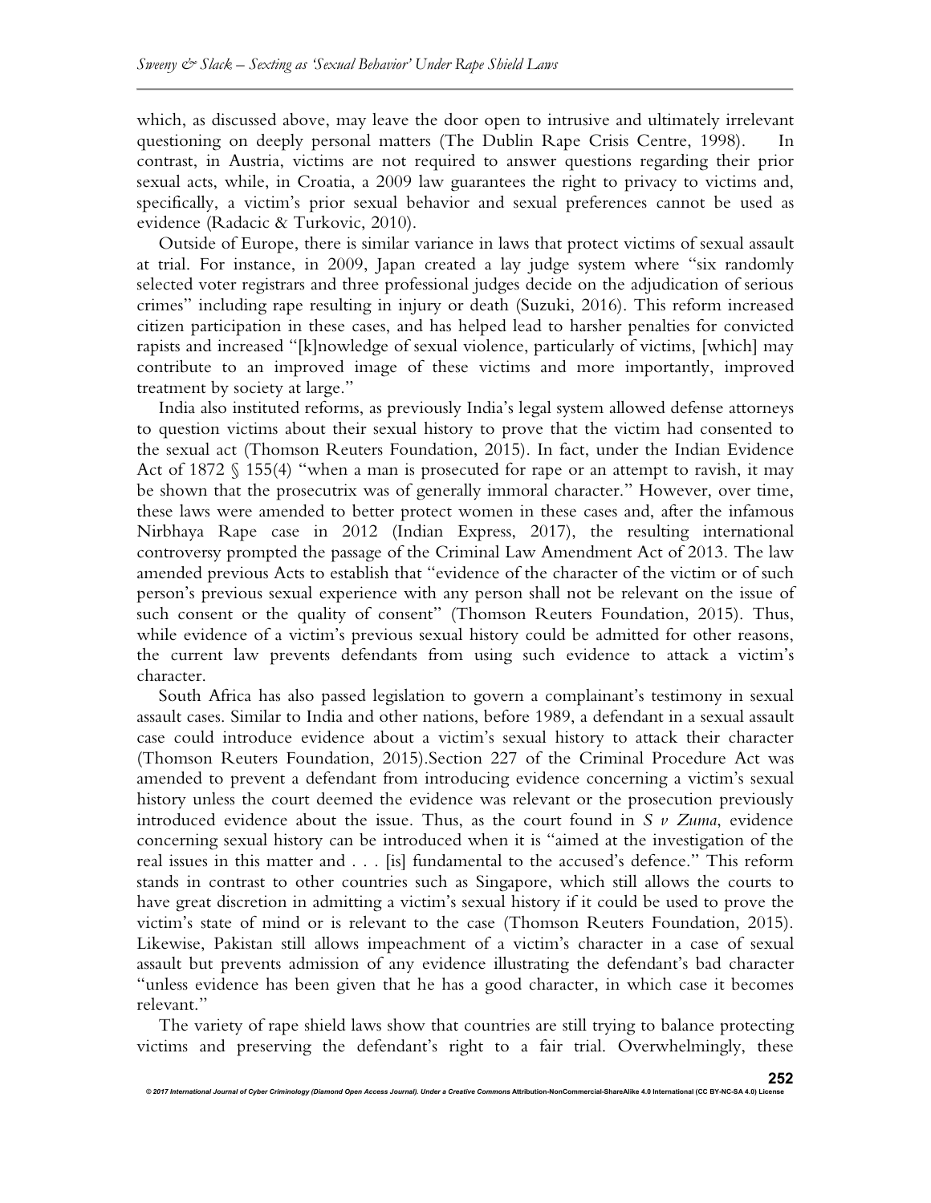which, as discussed above, may leave the door open to intrusive and ultimately irrelevant questioning on deeply personal matters (The Dublin Rape Crisis Centre, 1998). In contrast, in Austria, victims are not required to answer questions regarding their prior sexual acts, while, in Croatia, a 2009 law guarantees the right to privacy to victims and, specifically, a victim's prior sexual behavior and sexual preferences cannot be used as evidence (Radacic & Turkovic, 2010).

Outside of Europe, there is similar variance in laws that protect victims of sexual assault at trial. For instance, in 2009, Japan created a lay judge system where "six randomly selected voter registrars and three professional judges decide on the adjudication of serious crimes" including rape resulting in injury or death (Suzuki, 2016). This reform increased citizen participation in these cases, and has helped lead to harsher penalties for convicted rapists and increased "[k]nowledge of sexual violence, particularly of victims, [which] may contribute to an improved image of these victims and more importantly, improved treatment by society at large."

India also instituted reforms, as previously India's legal system allowed defense attorneys to question victims about their sexual history to prove that the victim had consented to the sexual act (Thomson Reuters Foundation, 2015). In fact, under the Indian Evidence Act of 1872 § 155(4) "when a man is prosecuted for rape or an attempt to ravish, it may be shown that the prosecutrix was of generally immoral character." However, over time, these laws were amended to better protect women in these cases and, after the infamous Nirbhaya Rape case in 2012 (Indian Express, 2017), the resulting international controversy prompted the passage of the Criminal Law Amendment Act of 2013. The law amended previous Acts to establish that "evidence of the character of the victim or of such person's previous sexual experience with any person shall not be relevant on the issue of such consent or the quality of consent" (Thomson Reuters Foundation, 2015). Thus, while evidence of a victim's previous sexual history could be admitted for other reasons, the current law prevents defendants from using such evidence to attack a victim's character.

South Africa has also passed legislation to govern a complainant's testimony in sexual assault cases. Similar to India and other nations, before 1989, a defendant in a sexual assault case could introduce evidence about a victim's sexual history to attack their character (Thomson Reuters Foundation, 2015).Section 227 of the Criminal Procedure Act was amended to prevent a defendant from introducing evidence concerning a victim's sexual history unless the court deemed the evidence was relevant or the prosecution previously introduced evidence about the issue. Thus, as the court found in *S v Zuma*, evidence concerning sexual history can be introduced when it is "aimed at the investigation of the real issues in this matter and . . . [is] fundamental to the accused's defence." This reform stands in contrast to other countries such as Singapore, which still allows the courts to have great discretion in admitting a victim's sexual history if it could be used to prove the victim's state of mind or is relevant to the case (Thomson Reuters Foundation, 2015). Likewise, Pakistan still allows impeachment of a victim's character in a case of sexual assault but prevents admission of any evidence illustrating the defendant's bad character "unless evidence has been given that he has a good character, in which case it becomes relevant."

The variety of rape shield laws show that countries are still trying to balance protecting victims and preserving the defendant's right to a fair trial. Overwhelmingly, these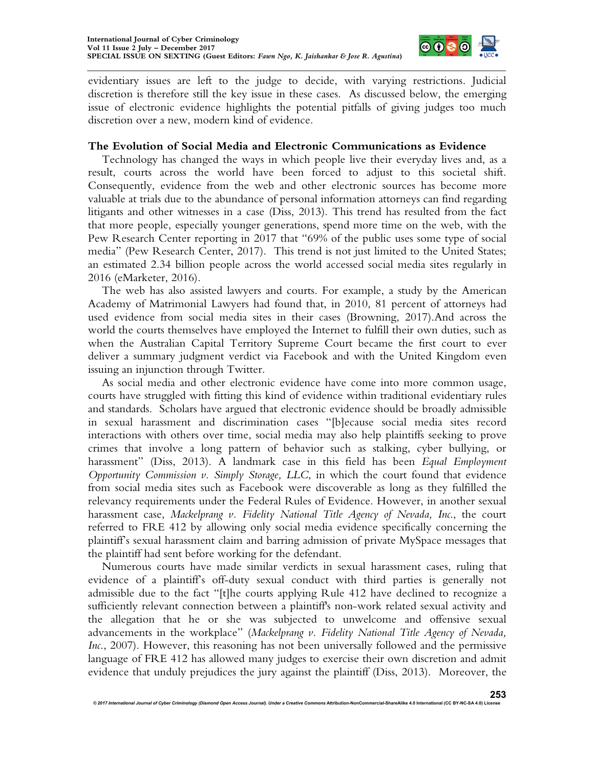evidentiary issues are left to the judge to decide, with varying restrictions. Judicial discretion is therefore still the key issue in these cases. As discussed below, the emerging issue of electronic evidence highlights the potential pitfalls of giving judges too much discretion over a new, modern kind of evidence.

## The Evolution of Social Media and Electronic Communications as Evidence

Technology has changed the ways in which people live their everyday lives and, as a result, courts across the world have been forced to adjust to this societal shift. Consequently, evidence from the web and other electronic sources has become more valuable at trials due to the abundance of personal information attorneys can find regarding litigants and other witnesses in a case (Diss, 2013). This trend has resulted from the fact that more people, especially younger generations, spend more time on the web, with the Pew Research Center reporting in 2017 that "69% of the public uses some type of social media" (Pew Research Center, 2017). This trend is not just limited to the United States; an estimated 2.34 billion people across the world accessed social media sites regularly in 2016 (eMarketer, 2016).

The web has also assisted lawyers and courts. For example, a study by the American Academy of Matrimonial Lawyers had found that, in 2010, 81 percent of attorneys had used evidence from social media sites in their cases (Browning, 2017).And across the world the courts themselves have employed the Internet to fulfill their own duties, such as when the Australian Capital Territory Supreme Court became the first court to ever deliver a summary judgment verdict via Facebook and with the United Kingdom even issuing an injunction through Twitter.

As social media and other electronic evidence have come into more common usage, courts have struggled with fitting this kind of evidence within traditional evidentiary rules and standards. Scholars have argued that electronic evidence should be broadly admissible in sexual harassment and discrimination cases "[b]ecause social media sites record interactions with others over time, social media may also help plaintiffs seeking to prove crimes that involve a long pattern of behavior such as stalking, cyber bullying, or harassment" (Diss, 2013). A landmark case in this field has been *Equal Employment Opportunity Commission v. Simply Storage, LLC*, in which the court found that evidence from social media sites such as Facebook were discoverable as long as they fulfilled the relevancy requirements under the Federal Rules of Evidence. However, in another sexual harassment case, *Mackelprang v. Fidelity National Title Agency of Nevada, Inc.*, the court referred to FRE 412 by allowing only social media evidence specifically concerning the plaintiff's sexual harassment claim and barring admission of private MySpace messages that the plaintiff had sent before working for the defendant.

Numerous courts have made similar verdicts in sexual harassment cases, ruling that evidence of a plaintiff's off-duty sexual conduct with third parties is generally not admissible due to the fact "[t]he courts applying Rule 412 have declined to recognize a sufficiently relevant connection between a plaintiff's non-work related sexual activity and the allegation that he or she was subjected to unwelcome and offensive sexual advancements in the workplace" (*Mackelprang v. Fidelity National Title Agency of Nevada, Inc.*, 2007). However, this reasoning has not been universally followed and the permissive language of FRE 412 has allowed many judges to exercise their own discretion and admit evidence that unduly prejudices the jury against the plaintiff (Diss, 2013). Moreover, the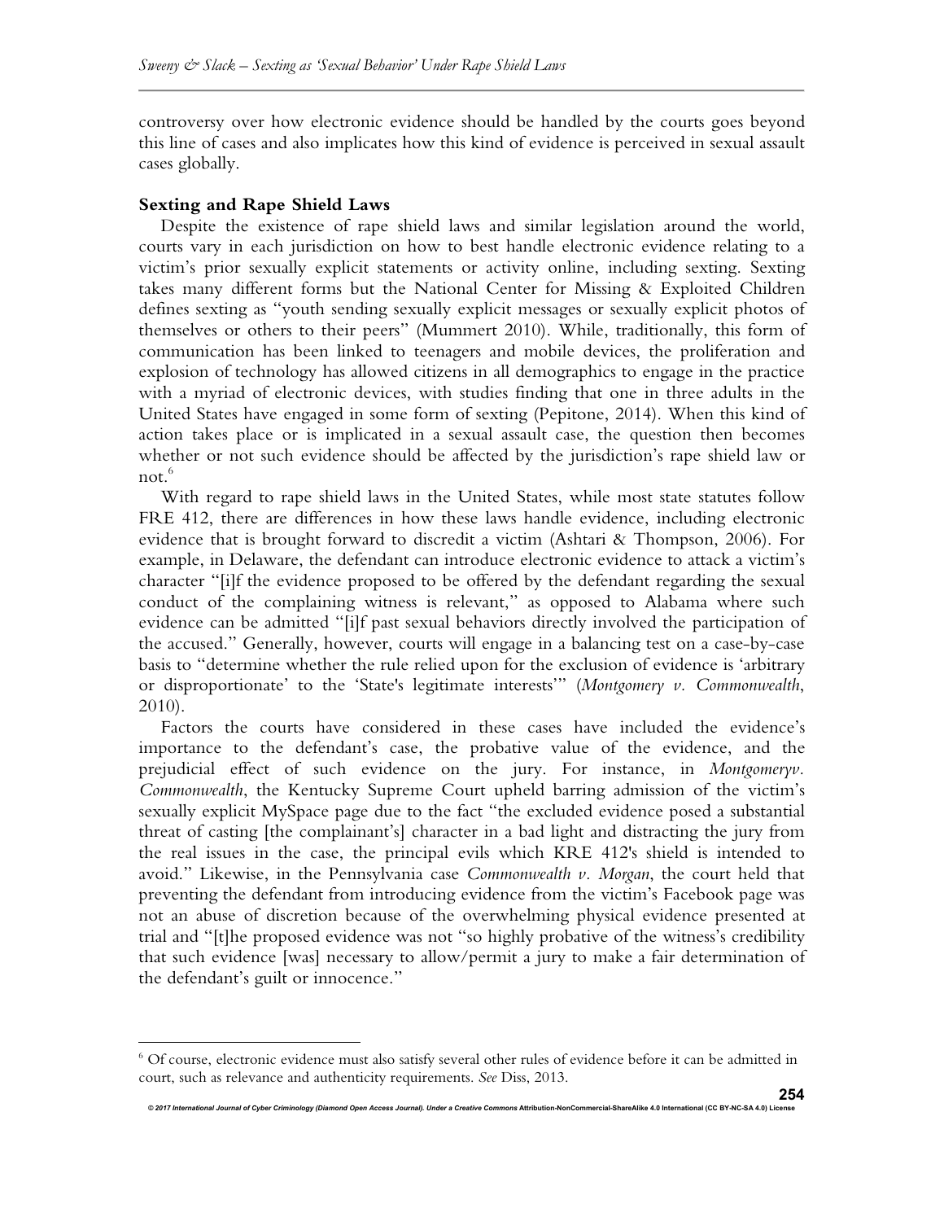controversy over how electronic evidence should be handled by the courts goes beyond this line of cases and also implicates how this kind of evidence is perceived in sexual assault cases globally.

**Sexting and Rape Shield Laws**

Despite the existence of rape shield laws and similar legislation around the world, courts vary in each jurisdiction on how to best handle electronic evidence relating to a victim's prior sexually explicit statements or activity online, including sexting. Sexting takes many different forms but the National Center for Missing & Exploited Children defines sexting as "youth sending sexually explicit messages or sexually explicit photos of themselves or others to their peers" (Mummert 2010). While, traditionally, this form of communication has been linked to teenagers and mobile devices, the proliferation and explosion of technology has allowed citizens in all demographics to engage in the practice with a myriad of electronic devices, with studies finding that one in three adults in the United States have engaged in some form of sexting (Pepitone, 2014). When this kind of action takes place or is implicated in a sexual assault case, the question then becomes whether or not such evidence should be affected by the jurisdiction's rape shield law or not.[6]

With regard to rape shield laws in the United States, while most state statutes follow FRE 412, there are differences in how these laws handle evidence, including electronic evidence that is brought forward to discredit a victim (Ashtari & Thompson, 2006). For example, in Delaware, the defendant can introduce electronic evidence to attack a victim's character "[i]f the evidence proposed to be offered by the defendant regarding the sexual conduct of the complaining witness is relevant," as opposed to Alabama where such evidence can be admitted "[i]f past sexual behaviors directly involved the participation of the accused." Generally, however, courts will engage in a balancing test on a case-by-case basis to "determine whether the rule relied upon for the exclusion of evidence is 'arbitrary or disproportionate' to the 'State's legitimate interests'" (*Montgomery v. Commonwealth*, 2010).

Factors the courts have considered in these cases have included the evidence's importance to the defendant's case, the probative value of the evidence, and the prejudicial effect of such evidence on the jury. For instance, in *Montgomeryv. Commonwealth*, the Kentucky Supreme Court upheld barring admission of the victim's sexually explicit MySpace page due to the fact "the excluded evidence posed a substantial threat of casting [the complainant's] character in a bad light and distracting the jury from the real issues in the case, the principal evils which KRE 412's shield is intended to avoid." Likewise, in the Pennsylvania case *Commonwealth v. Morgan*, the court held that preventing the defendant from introducing evidence from the victim's Facebook page was not an abuse of discretion because of the overwhelming physical evidence presented at trial and "[t]he proposed evidence was not "so highly probative of the witness's credibility that such evidence [was] necessary to allow/permit a jury to make a fair determination of the defendant's guilt or innocence."

---

[6] Of course, electronic evidence must also satisfy several other rules of evidence before it can be admitted in court, such as relevance and authenticity requirements. *See* Diss, 2013.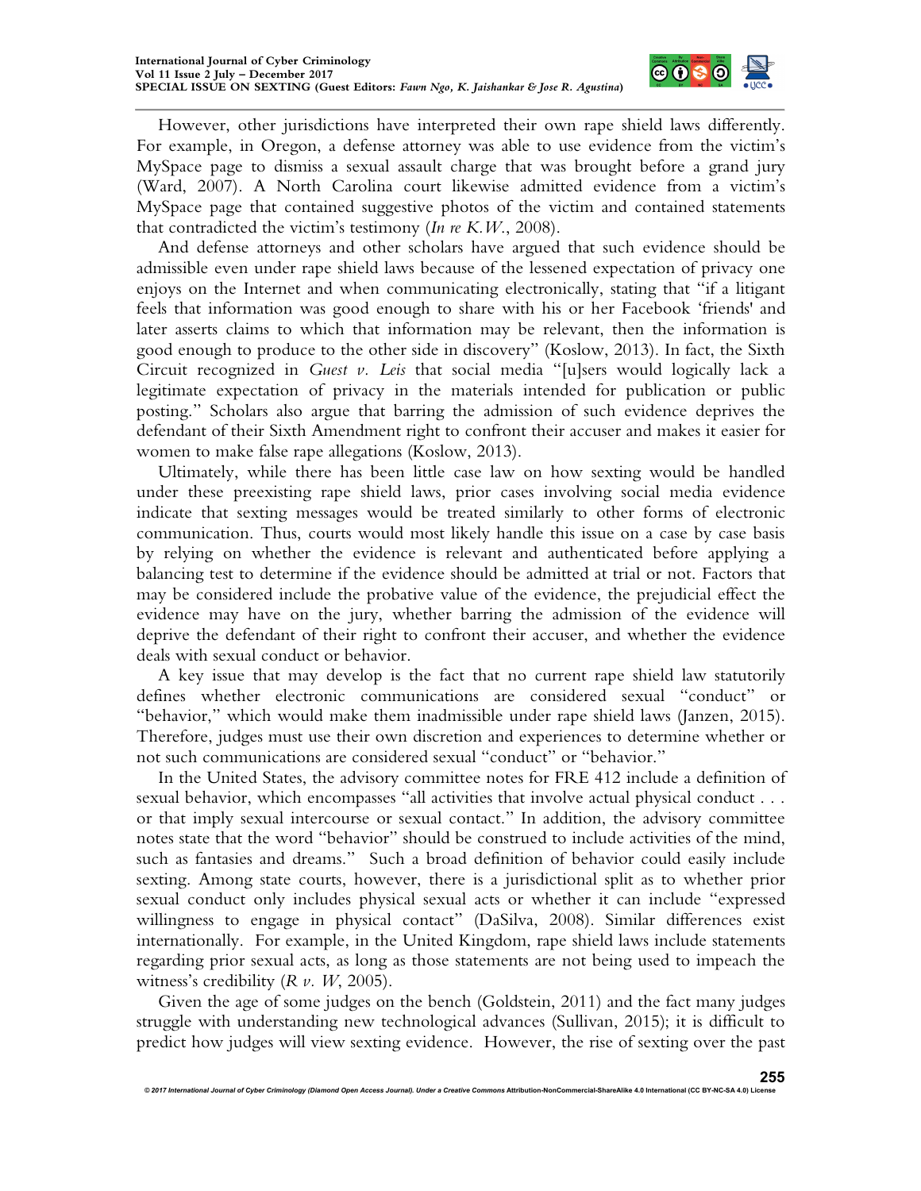However, other jurisdictions have interpreted their own rape shield laws differently. For example, in Oregon, a defense attorney was able to use evidence from the victim's MySpace page to dismiss a sexual assault charge that was brought before a grand jury (Ward, 2007). A North Carolina court likewise admitted evidence from a victim's MySpace page that contained suggestive photos of the victim and contained statements that contradicted the victim's testimony (*In re K.W.*, 2008).

And defense attorneys and other scholars have argued that such evidence should be admissible even under rape shield laws because of the lessened expectation of privacy one enjoys on the Internet and when communicating electronically, stating that "if a litigant feels that information was good enough to share with his or her Facebook 'friends' and later asserts claims to which that information may be relevant, then the information is good enough to produce to the other side in discovery" (Koslow, 2013). In fact, the Sixth Circuit recognized in *Guest v. Leis* that social media "[u]sers would logically lack a legitimate expectation of privacy in the materials intended for publication or public posting." Scholars also argue that barring the admission of such evidence deprives the defendant of their Sixth Amendment right to confront their accuser and makes it easier for women to make false rape allegations (Koslow, 2013).

Ultimately, while there has been little case law on how sexting would be handled under these preexisting rape shield laws, prior cases involving social media evidence indicate that sexting messages would be treated similarly to other forms of electronic communication. Thus, courts would most likely handle this issue on a case by case basis by relying on whether the evidence is relevant and authenticated before applying a balancing test to determine if the evidence should be admitted at trial or not. Factors that may be considered include the probative value of the evidence, the prejudicial effect the evidence may have on the jury, whether barring the admission of the evidence will deprive the defendant of their right to confront their accuser, and whether the evidence deals with sexual conduct or behavior.

A key issue that may develop is the fact that no current rape shield law statutorily defines whether electronic communications are considered sexual "conduct" or "behavior," which would make them inadmissible under rape shield laws (Janzen, 2015). Therefore, judges must use their own discretion and experiences to determine whether or not such communications are considered sexual "conduct" or "behavior."

In the United States, the advisory committee notes for FRE 412 include a definition of sexual behavior, which encompasses "all activities that involve actual physical conduct . . . or that imply sexual intercourse or sexual contact." In addition, the advisory committee notes state that the word "behavior" should be construed to include activities of the mind, such as fantasies and dreams." Such a broad definition of behavior could easily include sexting. Among state courts, however, there is a jurisdictional split as to whether prior sexual conduct only includes physical sexual acts or whether it can include "expressed willingness to engage in physical contact" (DaSilva, 2008). Similar differences exist internationally. For example, in the United Kingdom, rape shield laws include statements regarding prior sexual acts, as long as those statements are not being used to impeach the witness's credibility (*R v. W*, 2005).

Given the age of some judges on the bench (Goldstein, 2011) and the fact many judges struggle with understanding new technological advances (Sullivan, 2015); it is difficult to predict how judges will view sexting evidence. However, the rise of sexting over the past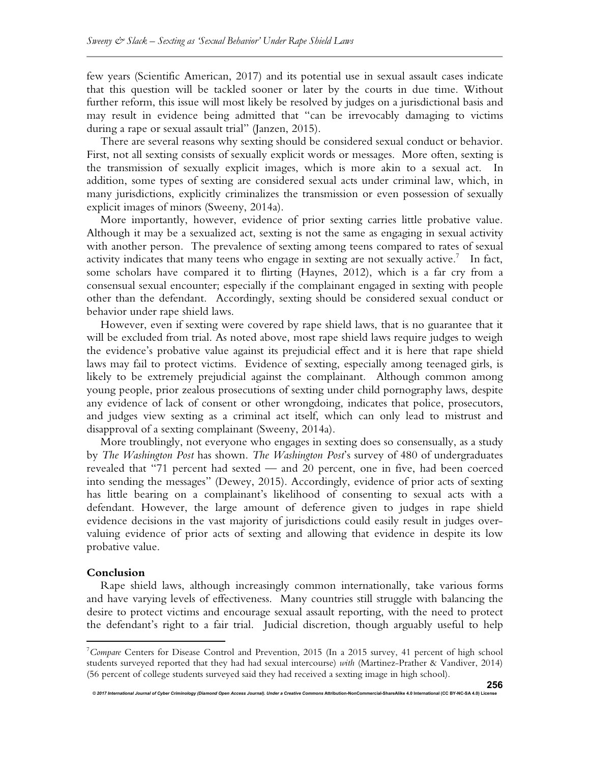few years (Scientific American, 2017) and its potential use in sexual assault cases indicate that this question will be tackled sooner or later by the courts in due time. Without further reform, this issue will most likely be resolved by judges on a jurisdictional basis and may result in evidence being admitted that "can be irrevocably damaging to victims during a rape or sexual assault trial" (Janzen, 2015).

There are several reasons why sexting should be considered sexual conduct or behavior. First, not all sexting consists of sexually explicit words or messages. More often, sexting is the transmission of sexually explicit images, which is more akin to a sexual act. In addition, some types of sexting are considered sexual acts under criminal law, which, in many jurisdictions, explicitly criminalizes the transmission or even possession of sexually explicit images of minors (Sweeny, 2014a).

More importantly, however, evidence of prior sexting carries little probative value. Although it may be a sexualized act, sexting is not the same as engaging in sexual activity with another person. The prevalence of sexting among teens compared to rates of sexual activity indicates that many teens who engage in sexting are not sexually active.[7] In fact, some scholars have compared it to flirting (Haynes, 2012), which is a far cry from a consensual sexual encounter; especially if the complainant engaged in sexting with people other than the defendant. Accordingly, sexting should be considered sexual conduct or behavior under rape shield laws.

However, even if sexting were covered by rape shield laws, that is no guarantee that it will be excluded from trial. As noted above, most rape shield laws require judges to weigh the evidence's probative value against its prejudicial effect and it is here that rape shield laws may fail to protect victims. Evidence of sexting, especially among teenaged girls, is likely to be extremely prejudicial against the complainant. Although common among young people, prior zealous prosecutions of sexting under child pornography laws, despite any evidence of lack of consent or other wrongdoing, indicates that police, prosecutors, and judges view sexting as a criminal act itself, which can only lead to mistrust and disapproval of a sexting complainant (Sweeny, 2014a).

More troublingly, not everyone who engages in sexting does so consensually, as a study by *The Washington Post* has shown. *The Washington Post*'s survey of 480 of undergraduates revealed that "71 percent had sexted — and 20 percent, one in five, had been coerced into sending the messages" (Dewey, 2015). Accordingly, evidence of prior acts of sexting has little bearing on a complainant's likelihood of consenting to sexual acts with a defendant. However, the large amount of deference given to judges in rape shield evidence decisions in the vast majority of jurisdictions could easily result in judges over-valuing evidence of prior acts of sexting and allowing that evidence in despite its low probative value.

## Conclusion

Rape shield laws, although increasingly common internationally, take various forms and have varying levels of effectiveness. Many countries still struggle with balancing the desire to protect victims and encourage sexual assault reporting, with the need to protect the defendant's right to a fair trial. Judicial discretion, though arguably useful to help

---

[7] *Compare* Centers for Disease Control and Prevention, 2015 (In a 2015 survey, 41 percent of high school students surveyed reported that they had had sexual intercourse) *with* (Martinez-Prather & Vandiver, 2014) (56 percent of college students surveyed said they had received a sexting image in high school).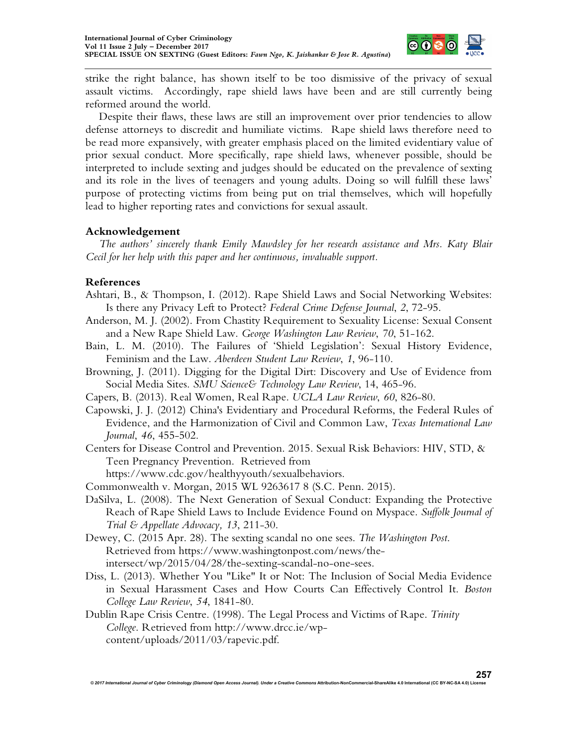strike the right balance, has shown itself to be too dismissive of the privacy of sexual assault victims. Accordingly, rape shield laws have been and are still currently being reformed around the world.

Despite their flaws, these laws are still an improvement over prior tendencies to allow defense attorneys to discredit and humiliate victims. Rape shield laws therefore need to be read more expansively, with greater emphasis placed on the limited evidentiary value of prior sexual conduct. More specifically, rape shield laws, whenever possible, should be interpreted to include sexting and judges should be educated on the prevalence of sexting and its role in the lives of teenagers and young adults. Doing so will fulfill these laws' purpose of protecting victims from being put on trial themselves, which will hopefully lead to higher reporting rates and convictions for sexual assault.

## Acknowledgement

*The authors' sincerely thank Emily Mawdsley for her research assistance and Mrs. Katy Blair Cecil for her help with this paper and her continuous, invaluable support.*

## References

Ashtari, B., & Thompson, I. (2012). Rape Shield Laws and Social Networking Websites: Is there any Privacy Left to Protect? *Federal Crime Defense Journal*, *2*, 72-95.

Anderson, M. J. (2002). From Chastity Requirement to Sexuality License: Sexual Consent and a New Rape Shield Law. *George Washington Law Review*, *70*, 51-162.

Bain, L. M. (2010). The Failures of 'Shield Legislation': Sexual History Evidence, Feminism and the Law. *Aberdeen Student Law Review*, *1*, 96-110.

Browning, J. (2011). Digging for the Digital Dirt: Discovery and Use of Evidence from Social Media Sites. *SMU Science& Technology Law Review*, 14, 465-96.

Capers, B. (2013). Real Women, Real Rape. *UCLA Law Review*, *60*, 826-80.

Capowski, J. J. (2012) China's Evidentiary and Procedural Reforms, the Federal Rules of Evidence, and the Harmonization of Civil and Common Law, *Texas International Law Journal*, *46*, 455-502.

Centers for Disease Control and Prevention. 2015. Sexual Risk Behaviors: HIV, STD, & Teen Pregnancy Prevention. Retrieved from https://www.cdc.gov/healthyyouth/sexualbehaviors.

Commonwealth v. Morgan, 2015 WL 9263617 8 (S.C. Penn. 2015).

DaSilva, L. (2008). The Next Generation of Sexual Conduct: Expanding the Protective Reach of Rape Shield Laws to Include Evidence Found on Myspace. *Suffolk Journal of Trial & Appellate Advocacy, 13*, 211-30.

Dewey, C. (2015 Apr. 28). The sexting scandal no one sees. *The Washington Post.* Retrieved from https://www.washingtonpost.com/news/the-intersect/wp/2015/04/28/the-sexting-scandal-no-one-sees.

Diss, L. (2013). Whether You "Like" It or Not: The Inclusion of Social Media Evidence in Sexual Harassment Cases and How Courts Can Effectively Control It. *Boston College Law Review*, *54*, 1841-80.

Dublin Rape Crisis Centre. (1998). The Legal Process and Victims of Rape. *Trinity College*. Retrieved from http://www.drcc.ie/wp-content/uploads/2011/03/rapevic.pdf.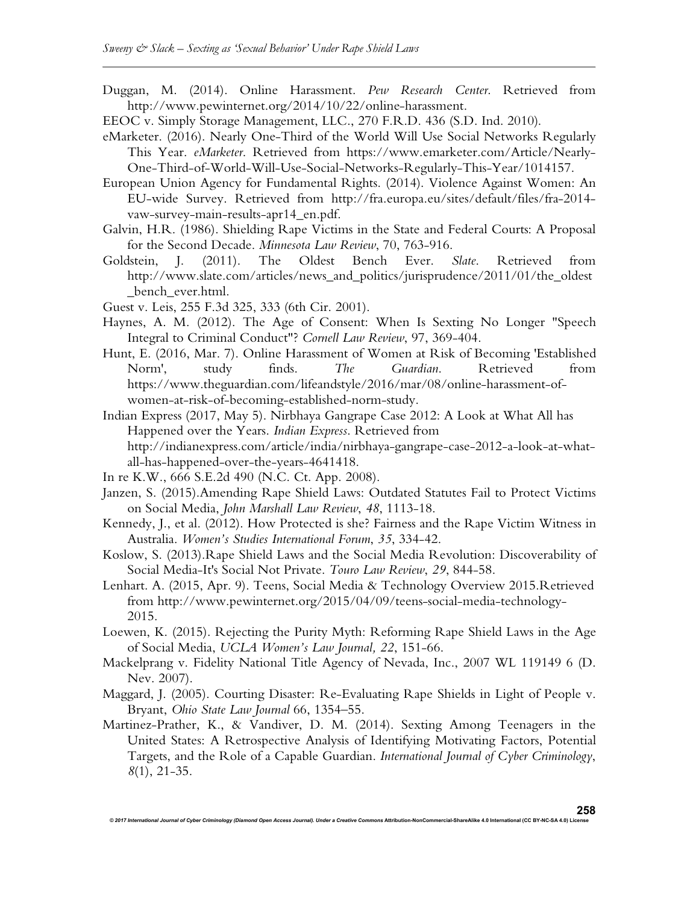Duggan, M. (2014). Online Harassment. *Pew Research Center*. Retrieved from http://www.pewinternet.org/2014/10/22/online-harassment.

EEOC v. Simply Storage Management, LLC., 270 F.R.D. 436 (S.D. Ind. 2010).

eMarketer. (2016). Nearly One-Third of the World Will Use Social Networks Regularly This Year. *eMarketer*. Retrieved from https://www.emarketer.com/Article/Nearly-One-Third-of-World-Will-Use-Social-Networks-Regularly-This-Year/1014157.

European Union Agency for Fundamental Rights. (2014). Violence Against Women: An EU-wide Survey. Retrieved from http://fra.europa.eu/sites/default/files/fra-2014-vaw-survey-main-results-apr14_en.pdf.

Galvin, H.R. (1986). Shielding Rape Victims in the State and Federal Courts: A Proposal for the Second Decade. *Minnesota Law Review*, 70, 763-916.

Goldstein, J. (2011). The Oldest Bench Ever. *Slate*. Retrieved from http://www.slate.com/articles/news_and_politics/jurisprudence/2011/01/the_oldest_bench_ever.html.

Guest v. Leis, 255 F.3d 325, 333 (6th Cir. 2001).

Haynes, A. M. (2012). The Age of Consent: When Is Sexting No Longer "Speech Integral to Criminal Conduct"? *Cornell Law Review*, 97, 369-404.

Hunt, E. (2016, Mar. 7). Online Harassment of Women at Risk of Becoming 'Established Norm', study finds. *The Guardian*. Retrieved from https://www.theguardian.com/lifeandstyle/2016/mar/08/online-harassment-of-women-at-risk-of-becoming-established-norm-study.

Indian Express (2017, May 5). Nirbhaya Gangrape Case 2012: A Look at What All has Happened over the Years. *Indian Express*. Retrieved from http://indianexpress.com/article/india/nirbhaya-gangrape-case-2012-a-look-at-what-all-has-happened-over-the-years-4641418.

In re K.W., 666 S.E.2d 490 (N.C. Ct. App. 2008).

Janzen, S. (2015).Amending Rape Shield Laws: Outdated Statutes Fail to Protect Victims on Social Media, *John Marshall Law Review*, *48*, 1113-18.

Kennedy, J., et al. (2012). How Protected is she? Fairness and the Rape Victim Witness in Australia. *Women's Studies International Forum*, *35*, 334-42.

Koslow, S. (2013).Rape Shield Laws and the Social Media Revolution: Discoverability of Social Media-It's Social Not Private. *Touro Law Review*, *29*, 844-58.

Lenhart. A. (2015, Apr. 9). Teens, Social Media & Technology Overview 2015.Retrieved from http://www.pewinternet.org/2015/04/09/teens-social-media-technology-2015.

Loewen, K. (2015). Rejecting the Purity Myth: Reforming Rape Shield Laws in the Age of Social Media, *UCLA Women's Law Journal, 22*, 151-66.

Mackelprang v. Fidelity National Title Agency of Nevada, Inc., 2007 WL 119149 6 (D. Nev. 2007).

Maggard, J. (2005). Courting Disaster: Re-Evaluating Rape Shields in Light of People v. Bryant, *Ohio State Law Journal* 66, 1354–55.

Martinez-Prather, K., & Vandiver, D. M. (2014). Sexting Among Teenagers in the United States: A Retrospective Analysis of Identifying Motivating Factors, Potential Targets, and the Role of a Capable Guardian. *International Journal of Cyber Criminology*, *8*(1), 21-35.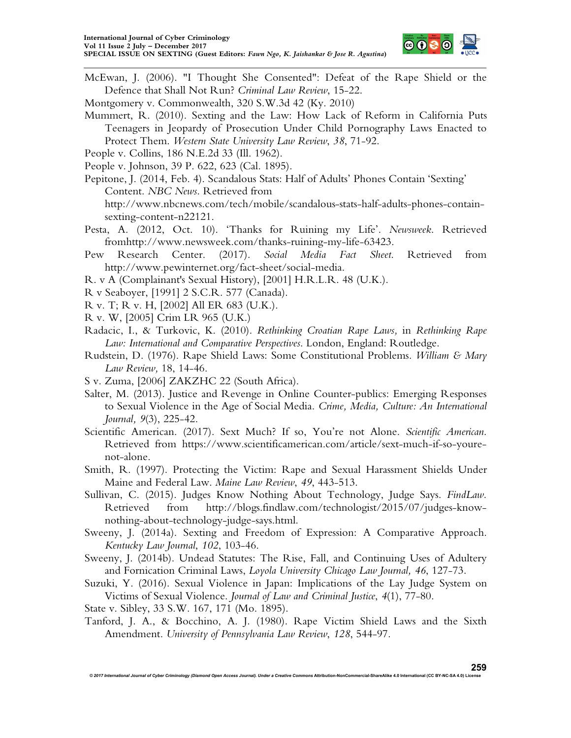McEwan, J. (2006). "I Thought She Consented": Defeat of the Rape Shield or the Defence that Shall Not Run? *Criminal Law Review*, 15-22.

Montgomery v. Commonwealth, 320 S.W.3d 42 (Ky. 2010)

Mummert, R. (2010). Sexting and the Law: How Lack of Reform in California Puts Teenagers in Jeopardy of Prosecution Under Child Pornography Laws Enacted to Protect Them. *Western State University Law Review*, *38*, 71-92.

People v. Collins, 186 N.E.2d 33 (Ill. 1962).

People v. Johnson, 39 P. 622, 623 (Cal. 1895).

Pepitone, J. (2014, Feb. 4). Scandalous Stats: Half of Adults' Phones Contain 'Sexting' Content. *NBC News*. Retrieved from http://www.nbcnews.com/tech/mobile/scandalous-stats-half-adults-phones-contain-sexting-content-n22121.

Pesta, A. (2012, Oct. 10). 'Thanks for Ruining my Life'. *Newsweek*. Retrieved fromhttp://www.newsweek.com/thanks-ruining-my-life-63423.

Pew Research Center. (2017). *Social Media Fact Sheet*. Retrieved from http://www.pewinternet.org/fact-sheet/social-media.

R. v A (Complainant's Sexual History), [2001] H.R.L.R. 48 (U.K.).

R v Seaboyer, [1991] 2 S.C.R. 577 (Canada).

R v. T; R v. H, [2002] All ER 683 (U.K.).

R v. W, [2005] Crim LR 965 (U.K.)

Radacic, I., & Turkovic, K. (2010). *Rethinking Croatian Rape Laws,* in *Rethinking Rape Law: International and Comparative Perspectives*. London, England: Routledge.

Rudstein, D. (1976). Rape Shield Laws: Some Constitutional Problems. *William & Mary Law Review,* 18, 14-46.

S v. Zuma, [2006] ZAKZHC 22 (South Africa).

Salter, M. (2013). Justice and Revenge in Online Counter-publics: Emerging Responses to Sexual Violence in the Age of Social Media. *Crime, Media, Culture: An International Journal, 9*(3), 225-42.

Scientific American. (2017). Sext Much? If so, You're not Alone. *Scientific American*. Retrieved from https://www.scientificamerican.com/article/sext-much-if-so-youre-not-alone.

Smith, R. (1997). Protecting the Victim: Rape and Sexual Harassment Shields Under Maine and Federal Law. *Maine Law Review*, *49*, 443-513.

Sullivan, C. (2015). Judges Know Nothing About Technology, Judge Says. *FindLaw*. Retrieved from http://blogs.findlaw.com/technologist/2015/07/judges-know-nothing-about-technology-judge-says.html.

Sweeny, J. (2014a). Sexting and Freedom of Expression: A Comparative Approach. *Kentucky Law Journal*, *102*, 103-46.

Sweeny, J. (2014b). Undead Statutes: The Rise, Fall, and Continuing Uses of Adultery and Fornication Criminal Laws, *Loyola University Chicago Law Journal, 46*, 127-73.

Suzuki, Y. (2016). Sexual Violence in Japan: Implications of the Lay Judge System on Victims of Sexual Violence. *Journal of Law and Criminal Justice*, *4*(1), 77-80.

State v. Sibley, 33 S.W. 167, 171 (Mo. 1895).

Tanford, J. A., & Bocchino, A. J. (1980). Rape Victim Shield Laws and the Sixth Amendment. *University of Pennsylvania Law Review*, *128*, 544-97.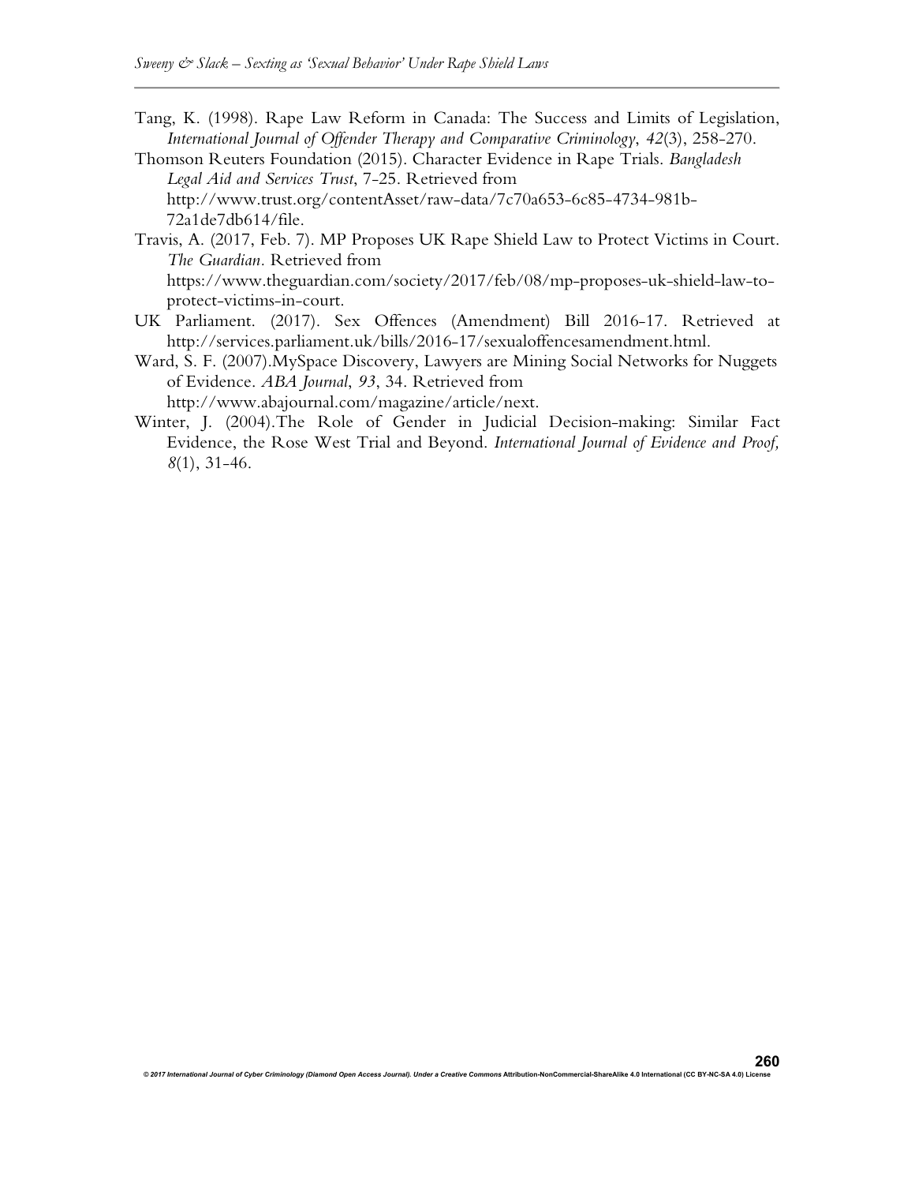Tang, K. (1998). Rape Law Reform in Canada: The Success and Limits of Legislation, *International Journal of Offender Therapy and Comparative Criminology*, *42*(3), 258-270.

Thomson Reuters Foundation (2015). Character Evidence in Rape Trials. *Bangladesh Legal Aid and Services Trust*, 7-25. Retrieved from http://www.trust.org/contentAsset/raw-data/7c70a653-6c85-4734-981b-72a1de7db614/file.

Travis, A. (2017, Feb. 7). MP Proposes UK Rape Shield Law to Protect Victims in Court. *The Guardian*. Retrieved from https://www.theguardian.com/society/2017/feb/08/mp-proposes-uk-shield-law-to-protect-victims-in-court.

UK Parliament. (2017). Sex Offences (Amendment) Bill 2016-17. Retrieved at http://services.parliament.uk/bills/2016-17/sexualoffencesamendment.html.

Ward, S. F. (2007).MySpace Discovery, Lawyers are Mining Social Networks for Nuggets of Evidence. *ABA Journal*, *93*, 34. Retrieved from http://www.abajournal.com/magazine/article/next.

Winter, J. (2004).The Role of Gender in Judicial Decision-making: Similar Fact Evidence, the Rose West Trial and Beyond. *International Journal of Evidence and Proof, 8*(1), 31-46.